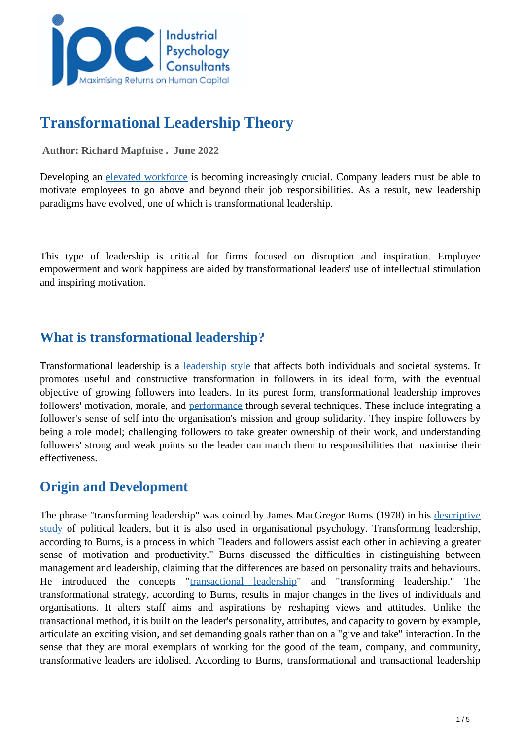# Transformational Leadership Theory

**Author: Richard Mapfuise . June 2022**

Developing an elevated workforce is becoming increasingly crucial. Company leaders must be able to motivate employees to go above and beyond their job responsibilities. As a result, new leadership paradigms have evolved, one of which is transformational leadership.

This type of leadership is critical for firms focused on disruption and inspiration. Employee empowerment and work happiness are aided by transformational leaders' use of intellectual stimulation and inspiring motivation.

## What is transformational leadership?

Transformational leadership is a leadership style that affects both individuals and societal systems. It promotes useful and constructive transformation in followers in its ideal form, with the eventual objective of growing followers into leaders. In its purest form, transformational leadership improves followers' motivation, morale, and performance through several techniques. These include integrating a follower's sense of self into the organisation's mission and group solidarity. They inspire followers by being a role model; challenging followers to take greater ownership of their work, and understanding followers' strong and weak points so the leader can match them to responsibilities that maximise their effectiveness.

## Origin and Development

The phrase "transforming leadership" was coined by James MacGregor Burns (1978) in his descriptive study of political leaders, but it is also used in organisational psychology. Transforming leadership, according to Burns, is a process in which "leaders and followers assist each other in achieving a greater sense of motivation and productivity." Burns discussed the difficulties in distinguishing between management and leadership, claiming that the differences are based on personality traits and behaviours. He introduced the concepts "transactional leadership" and "transforming leadership." The transformational strategy, according to Burns, results in major changes in the lives of individuals and organisations. It alters staff aims and aspirations by reshaping views and attitudes. Unlike the transactional method, it is built on the leader's personality, attributes, and capacity to govern by example, articulate an exciting vision, and set demanding goals rather than on a "give and take" interaction. In the sense that they are moral exemplars of working for the good of the team, company, and community, transformative leaders are idolised. According to Burns, transformational and transactional leadership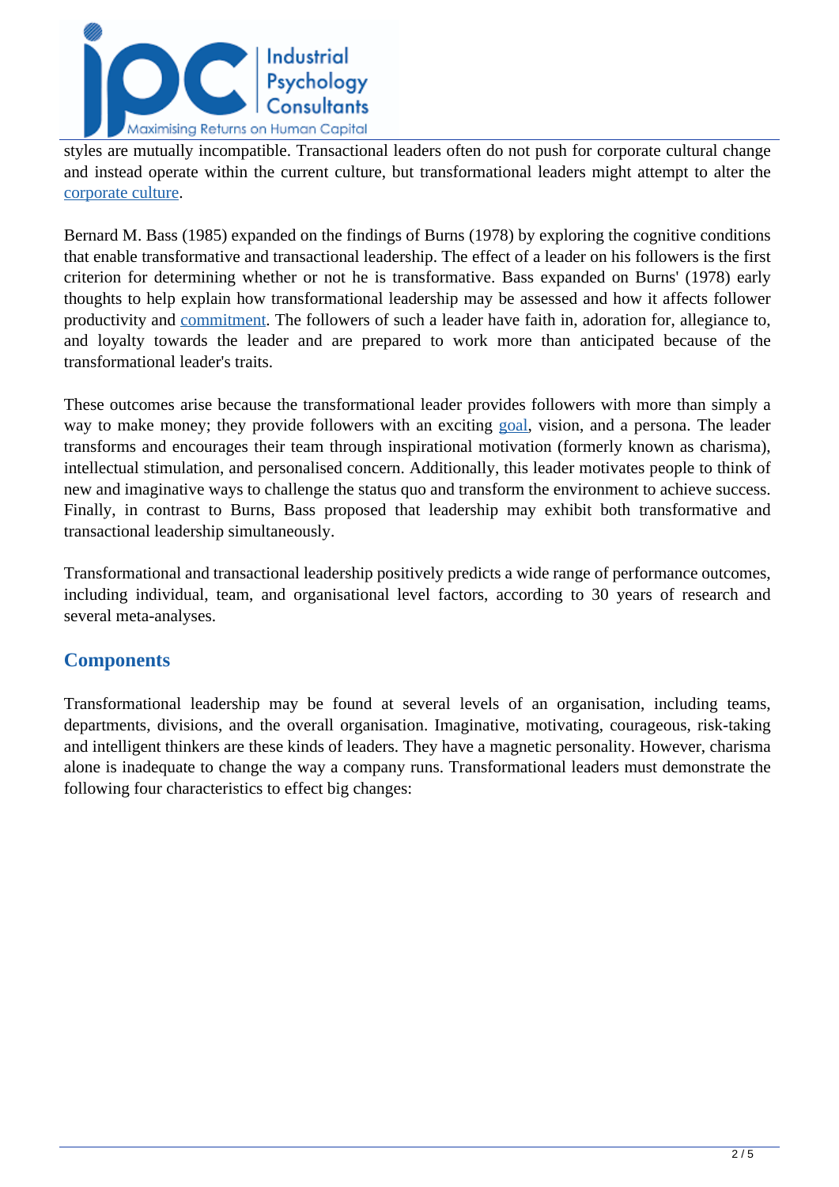styles are mutually incompatible. Transactional leaders often do not push for corporate cultural change and instead operate within the current culture, but transformational leaders might attempt to alter the corporate culture.

Bernard M. Bass (1985) expanded on the findings of Burns (1978) by exploring the cognitive conditions that enable transformative and transactional leadership. The effect of a leader on his followers is the first criterion for determining whether or not he is transformative. Bass expanded on Burns' (1978) early thoughts to help explain how transformational leadership may be assessed and how it affects follower productivity and commitment. The followers of such a leader have faith in, adoration for, allegiance to, and loyalty towards the leader and are prepared to work more than anticipated because of the transformational leader's traits.

These outcomes arise because the transformational leader provides followers with more than simply a way to make money; they provide followers with an exciting goal, vision, and a persona. The leader transforms and encourages their team through inspirational motivation (formerly known as charisma), intellectual stimulation, and personalised concern. Additionally, this leader motivates people to think of new and imaginative ways to challenge the status quo and transform the environment to achieve success. Finally, in contrast to Burns, Bass proposed that leadership may exhibit both transformative and transactional leadership simultaneously.

Transformational and transactional leadership positively predicts a wide range of performance outcomes, including individual, team, and organisational level factors, according to 30 years of research and several meta-analyses.

## Components

Transformational leadership may be found at several levels of an organisation, including teams, departments, divisions, and the overall organisation. Imaginative, motivating, courageous, risk-taking and intelligent thinkers are these kinds of leaders. They have a magnetic personality. However, charisma alone is inadequate to change the way a company runs. Transformational leaders must demonstrate the following four characteristics to effect big changes: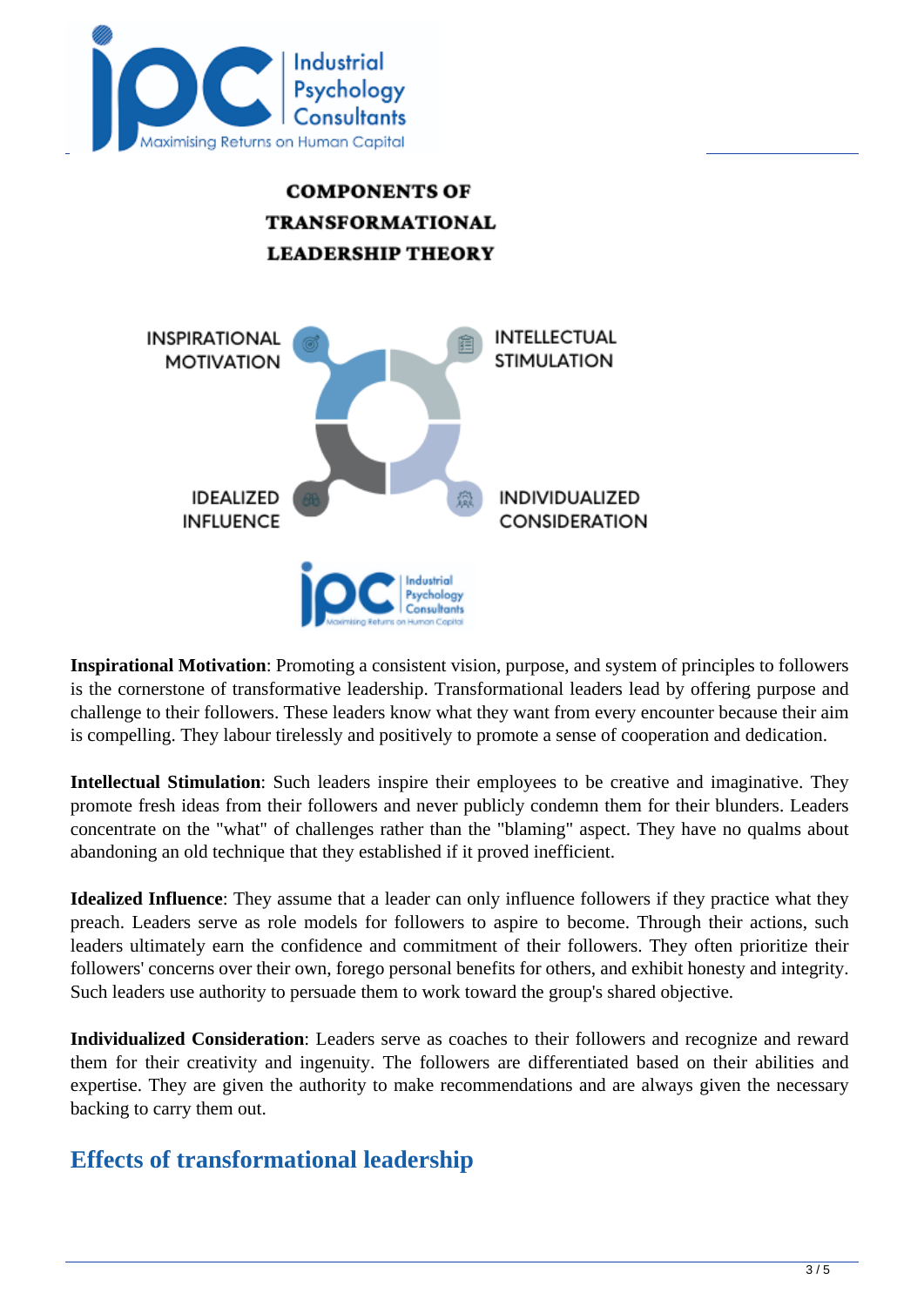**COMPONENTS OF TRANSFORMATIONAL LEADERSHIP THEORY**

INSPIRATIONAL MOTIVATION

INTELLECTUAL STIMULATION

IDEALIZED INFLUENCE

INDIVIDUALIZED CONSIDERATION

**Inspirational Motivation**: Promoting a consistent vision, purpose, and system of principles to followers is the cornerstone of transformative leadership. Transformational leaders lead by offering purpose and challenge to their followers. These leaders know what they want from every encounter because their aim is compelling. They labour tirelessly and positively to promote a sense of cooperation and dedication.

**Intellectual Stimulation**: Such leaders inspire their employees to be creative and imaginative. They promote fresh ideas from their followers and never publicly condemn them for their blunders. Leaders concentrate on the "what" of challenges rather than the "blaming" aspect. They have no qualms about abandoning an old technique that they established if it proved inefficient.

**Idealized Influence**: They assume that a leader can only influence followers if they practice what they preach. Leaders serve as role models for followers to aspire to become. Through their actions, such leaders ultimately earn the confidence and commitment of their followers. They often prioritize their followers' concerns over their own, forego personal benefits for others, and exhibit honesty and integrity. Such leaders use authority to persuade them to work toward the group's shared objective.

**Individualized Consideration**: Leaders serve as coaches to their followers and recognize and reward them for their creativity and ingenuity. The followers are differentiated based on their abilities and expertise. They are given the authority to make recommendations and are always given the necessary backing to carry them out.

## Effects of transformational leadership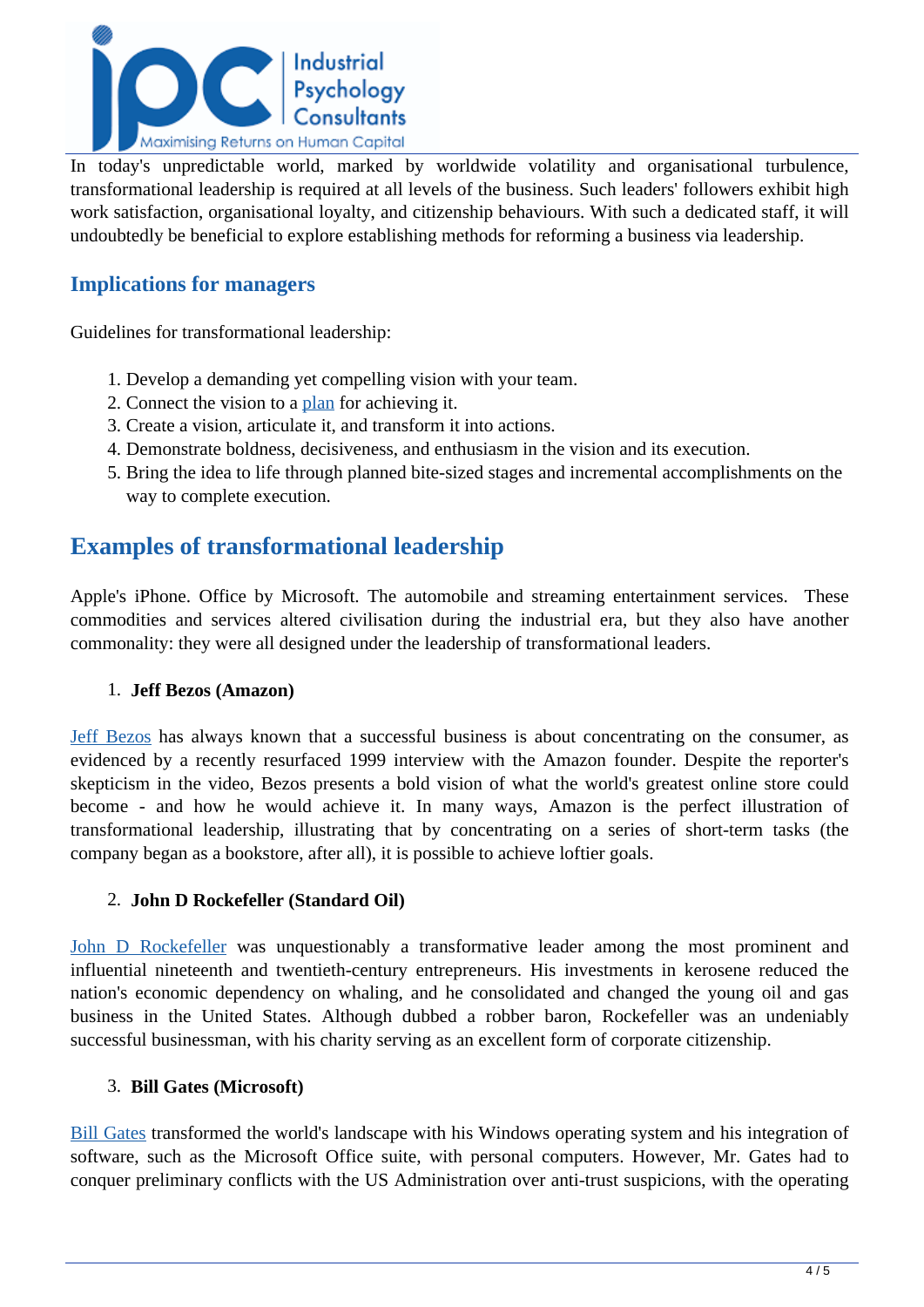In today's unpredictable world, marked by worldwide volatility and organisational turbulence, transformational leadership is required at all levels of the business. Such leaders' followers exhibit high work satisfaction, organisational loyalty, and citizenship behaviours. With such a dedicated staff, it will undoubtedly be beneficial to explore establishing methods for reforming a business via leadership.

### Implications for managers

Guidelines for transformational leadership:

1. Develop a demanding yet compelling vision with your team.
2. Connect the vision to a plan for achieving it.
3. Create a vision, articulate it, and transform it into actions.
4. Demonstrate boldness, decisiveness, and enthusiasm in the vision and its execution.
5. Bring the idea to life through planned bite-sized stages and incremental accomplishments on the way to complete execution.

## Examples of transformational leadership

Apple's iPhone. Office by Microsoft. The automobile and streaming entertainment services. These commodities and services altered civilisation during the industrial era, but they also have another commonality: they were all designed under the leadership of transformational leaders.

1. **Jeff Bezos (Amazon)**

Jeff Bezos has always known that a successful business is about concentrating on the consumer, as evidenced by a recently resurfaced 1999 interview with the Amazon founder. Despite the reporter's skepticism in the video, Bezos presents a bold vision of what the world's greatest online store could become - and how he would achieve it. In many ways, Amazon is the perfect illustration of transformational leadership, illustrating that by concentrating on a series of short-term tasks (the company began as a bookstore, after all), it is possible to achieve loftier goals.

2. **John D Rockefeller (Standard Oil)**

John D Rockefeller was unquestionably a transformative leader among the most prominent and influential nineteenth and twentieth-century entrepreneurs. His investments in kerosene reduced the nation's economic dependency on whaling, and he consolidated and changed the young oil and gas business in the United States. Although dubbed a robber baron, Rockefeller was an undeniably successful businessman, with his charity serving as an excellent form of corporate citizenship.

3. **Bill Gates (Microsoft)**

Bill Gates transformed the world's landscape with his Windows operating system and his integration of software, such as the Microsoft Office suite, with personal computers. However, Mr. Gates had to conquer preliminary conflicts with the US Administration over anti-trust suspicions, with the operating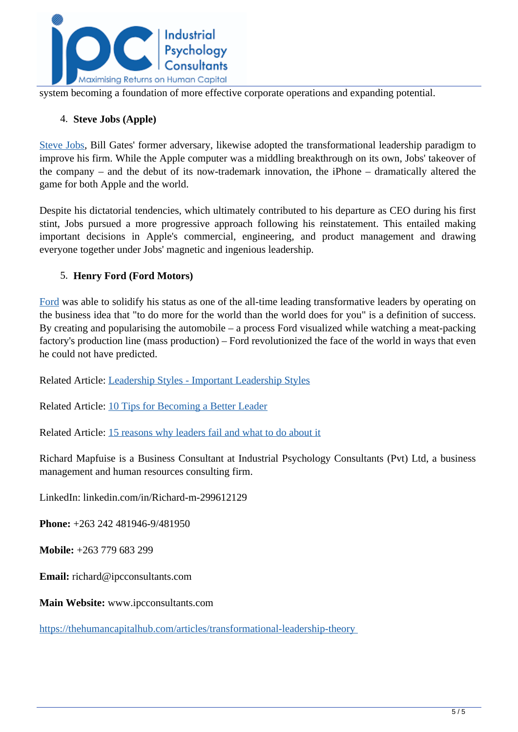system becoming a foundation of more effective corporate operations and expanding potential.

4. **Steve Jobs (Apple)**

Steve Jobs, Bill Gates' former adversary, likewise adopted the transformational leadership paradigm to improve his firm. While the Apple computer was a middling breakthrough on its own, Jobs' takeover of the company – and the debut of its now-trademark innovation, the iPhone – dramatically altered the game for both Apple and the world.

Despite his dictatorial tendencies, which ultimately contributed to his departure as CEO during his first stint, Jobs pursued a more progressive approach following his reinstatement. This entailed making important decisions in Apple's commercial, engineering, and product management and drawing everyone together under Jobs' magnetic and ingenious leadership.

5. **Henry Ford (Ford Motors)**

Ford was able to solidify his status as one of the all-time leading transformative leaders by operating on the business idea that "to do more for the world than the world does for you" is a definition of success. By creating and popularising the automobile – a process Ford visualized while watching a meat-packing factory's production line (mass production) – Ford revolutionized the face of the world in ways that even he could not have predicted.

Related Article: Leadership Styles - Important Leadership Styles

Related Article: 10 Tips for Becoming a Better Leader

Related Article: 15 reasons why leaders fail and what to do about it

Richard Mapfuise is a Business Consultant at Industrial Psychology Consultants (Pvt) Ltd, a business management and human resources consulting firm.

LinkedIn: linkedin.com/in/Richard-m-299612129

**Phone:** +263 242 481946-9/481950

**Mobile:** +263 779 683 299

**Email:** richard@ipcconsultants.com

**Main Website:** www.ipcconsultants.com

https://thehumancapitalhub.com/articles/transformational-leadership-theory